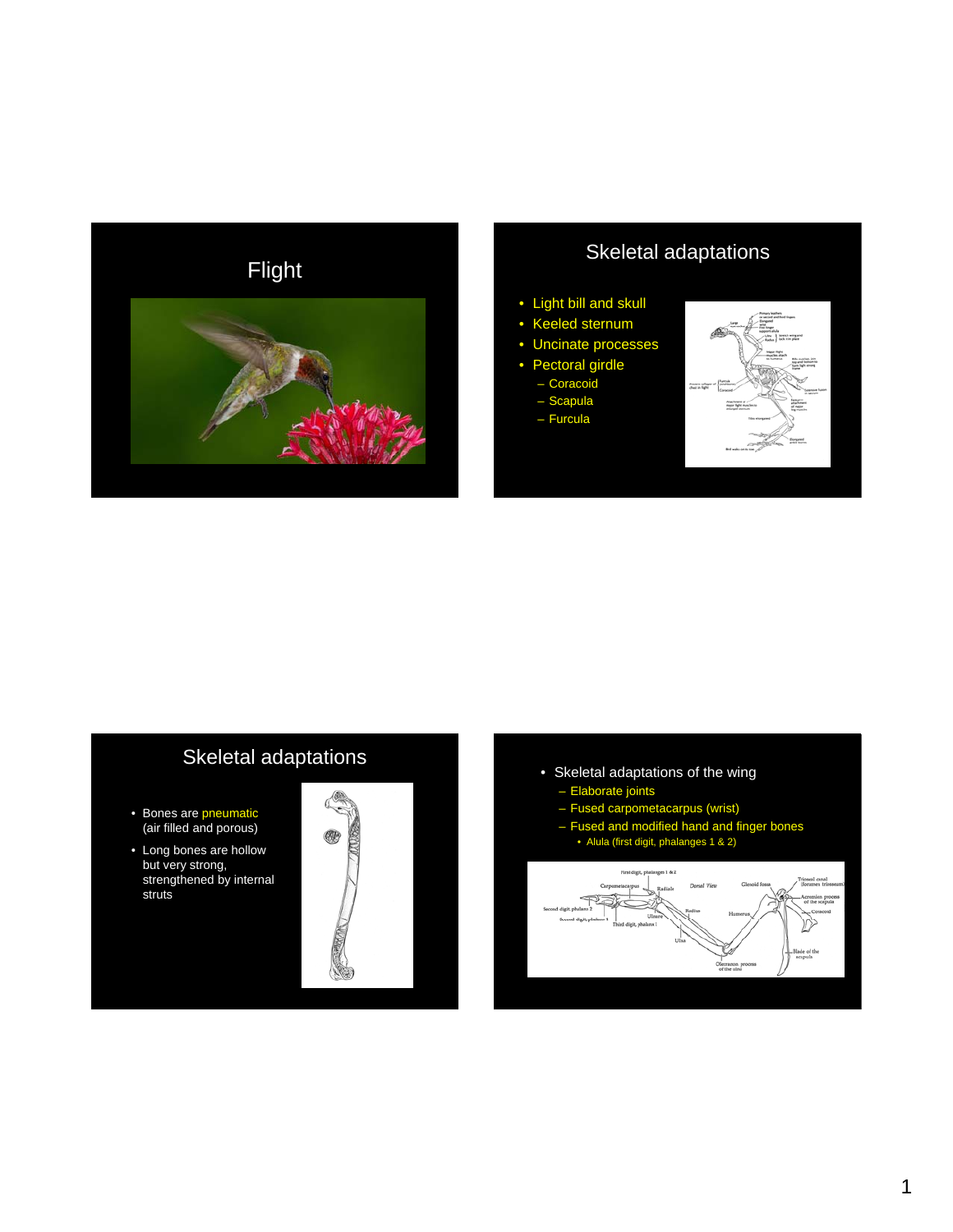# Flight

## Skeletal adaptations

- Light bill and skull
- Keeled sternum
- Uncinate processes
- Pectoral girdle
  - Coracoid
  - Scapula
  - Furcula

## Skeletal adaptations

- Bones are pneumatic (air filled and porous)
- Long bones are hollow but very strong, strengthened by internal struts

- Skeletal adaptations of the wing
  - Elaborate joints
  - Fused carpometacarpus (wrist)
  - Fused and modified hand and finger bones
    - Alula (first digit, phalanges 1 & 2)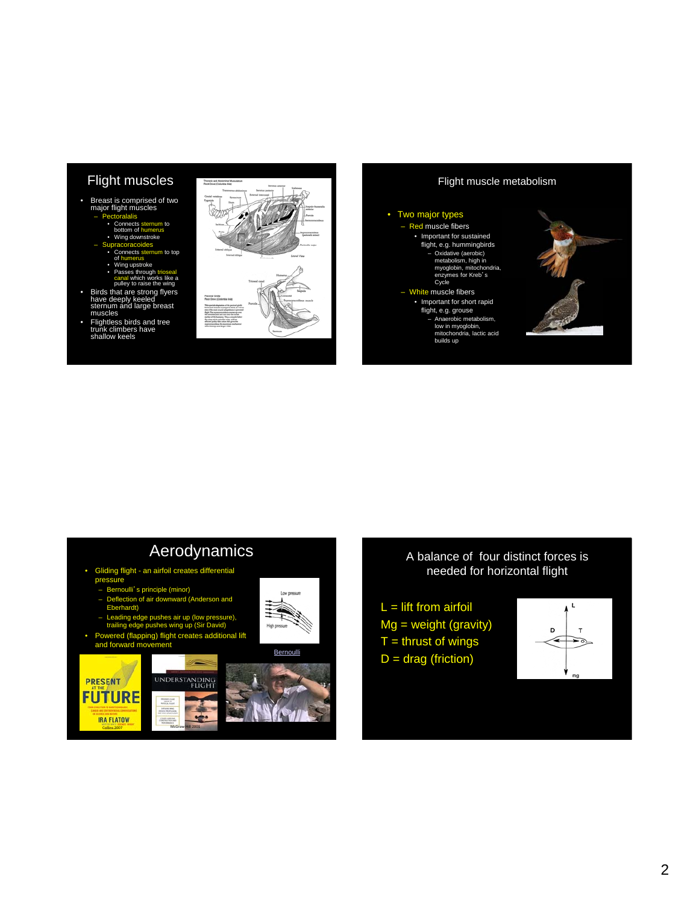## Flight muscles

- Breast is comprised of two major flight muscles
  - Pectoralalis
    - Connects sternum to bottom of humerus
    - Wing downstroke
  - Supracoracoides
    - Connects sternum to top of humerus
    - Wing upstroke
    - Passes through trioseal canal which works like a pulley to raise the wing
- Birds that are strong flyers have deeply keeled sternum and large breast muscles
- Flightless birds and tree trunk climbers have shallow keels

## Flight muscle metabolism

- Two major types
  - Red muscle fibers
    - Important for sustained flight, e.g. hummingbirds
      - Oxidative (aerobic) metabolism, high in myoglobin, mitochondria, enzymes for Kreb's Cycle
  - White muscle fibers
    - Important for short rapid flight, e.g. grouse
      - Anaerobic metabolism, low in myoglobin, mitochondria, lactic acid builds up

## Aerodynamics

- Gliding flight - an airfoil creates differential pressure
  - Bernoulli's principle (minor)
  - Deflection of air downward (Anderson and Eberhardt)
  - Leading edge pushes air up (low pressure), trailing edge pushes wing up (Sir David)
- Powered (flapping) flight creates additional lift and forward movement

Bernoulli

## A balance of four distinct forces is needed for horizontal flight

L = lift from airfoil

Mg = weight (gravity)

T = thrust of wings

D = drag (friction)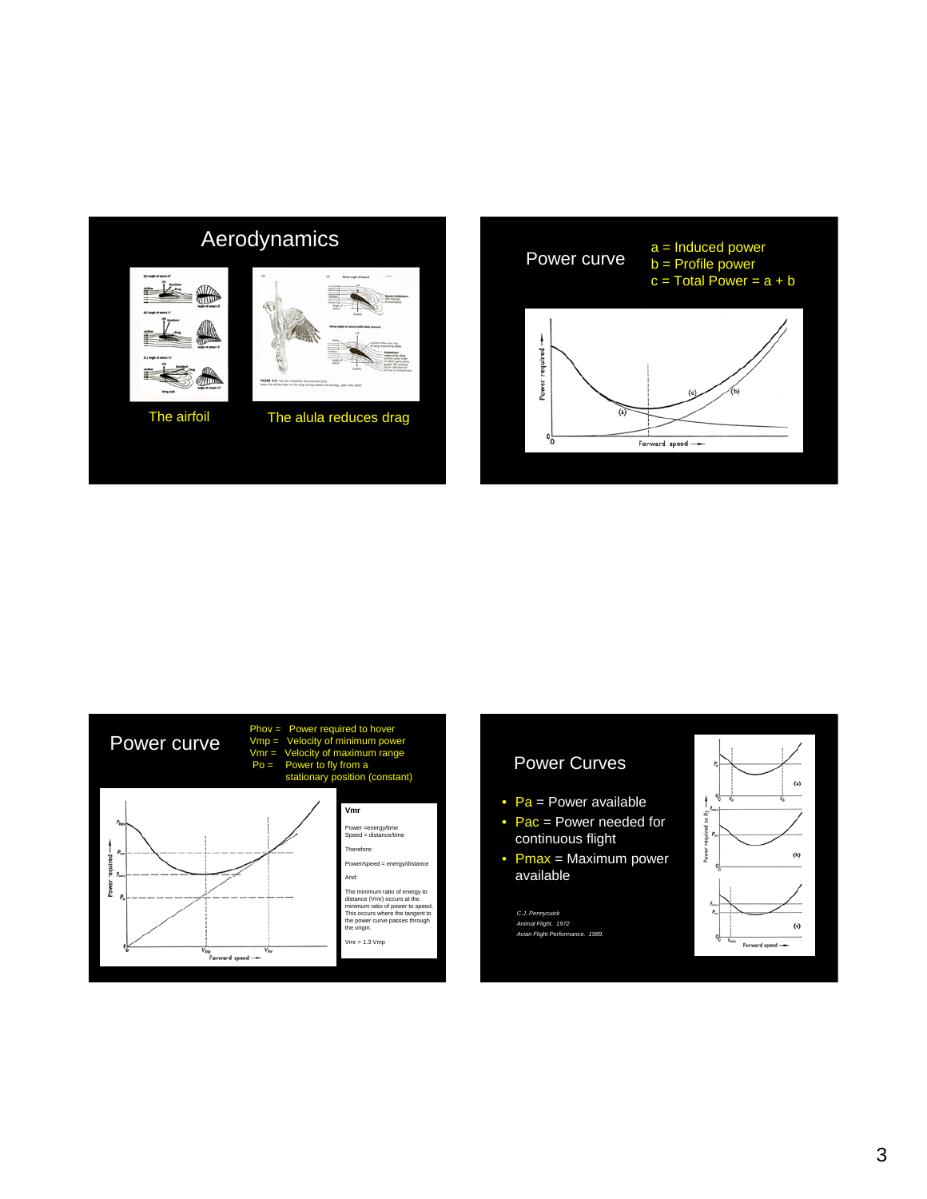## Aerodynamics

The airfoil

The alula reduces drag

## Power curve

a = Induced power
b = Profile power
c = Total Power = a + b

## Power curve

Phov = Power required to hover
Vmp = Velocity of minimum power
Vmr = Velocity of maximum range
Po = Power to fly from a stationary position (constant)

**Vmr**

Power =energy/time
Speed = distance/time

Therefore:

Power/speed = energy/distance

And:

The minimum ratio of energy to distance (Vmr) occurs at the minimum ratio of power to speed. This occurs where the tangent to the power curve passes through the origin.

Vmr > 1.3 Vmp

## Power Curves

- Pa = Power available
- Pac = Power needed for continuous flight
- Pmax = Maximum power available

*C.J. Pennycuick*
*Animal Flight. 1972*
*Avian Flight Performance. 1989.*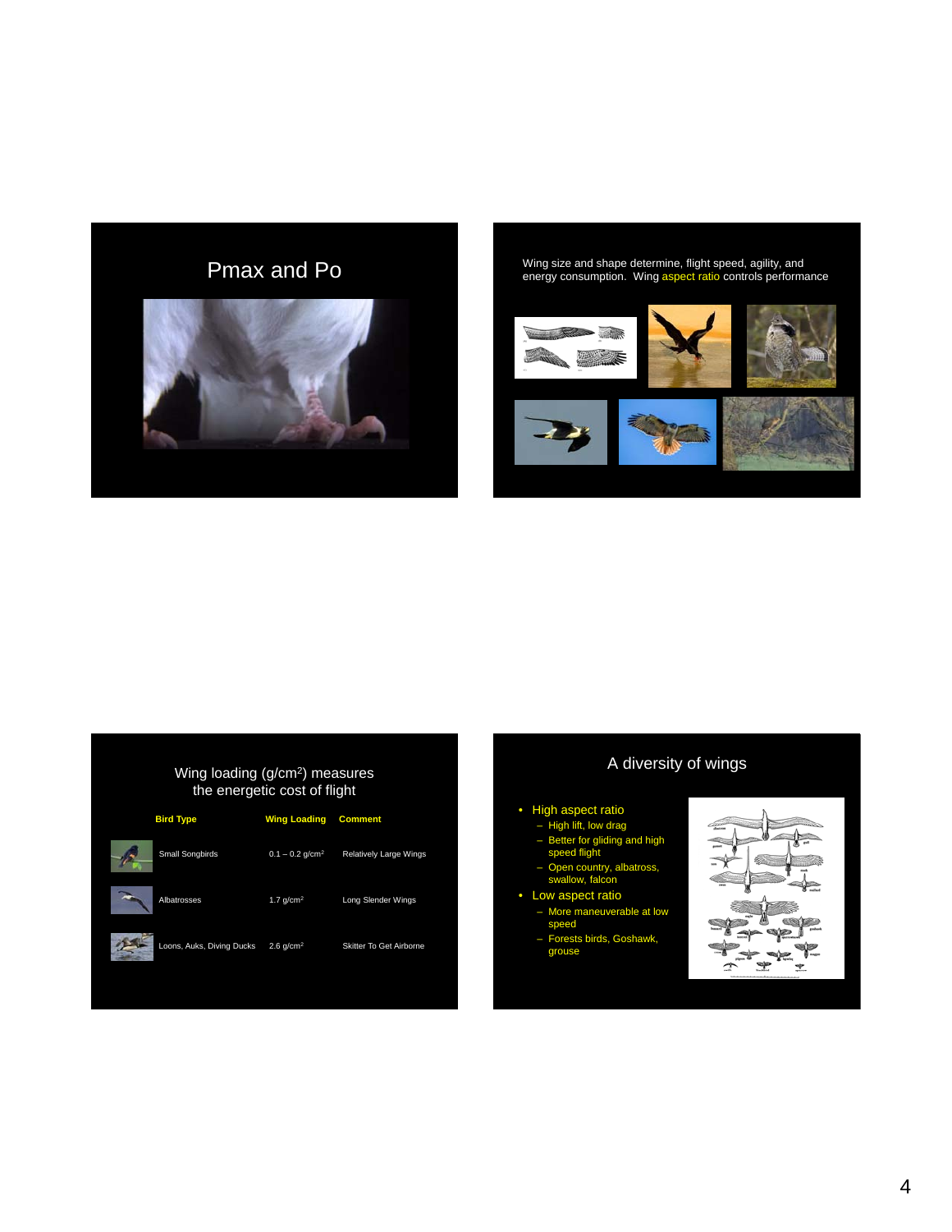## Pmax and Po

---

Wing size and shape determine, flight speed, agility, and energy consumption. Wing aspect ratio controls performance

---

## Wing loading (g/cm$^2$) measures the energetic cost of flight

| Bird Type | Wing Loading | Comment |
|---|---|---|
| Small Songbirds | 0.1 – 0.2 g/cm$^2$ | Relatively Large Wings |
| Albatrosses | 1.7 g/cm$^2$ | Long Slender Wings |
| Loons, Auks, Diving Ducks | 2.6 g/cm$^2$ | Skitter To Get Airborne |

---

## A diversity of wings

- High aspect ratio
  - High lift, low drag
  - Better for gliding and high speed flight
  - Open country, albatross, swallow, falcon
- Low aspect ratio
  - More maneuverable at low speed
  - Forests birds, Goshawk, grouse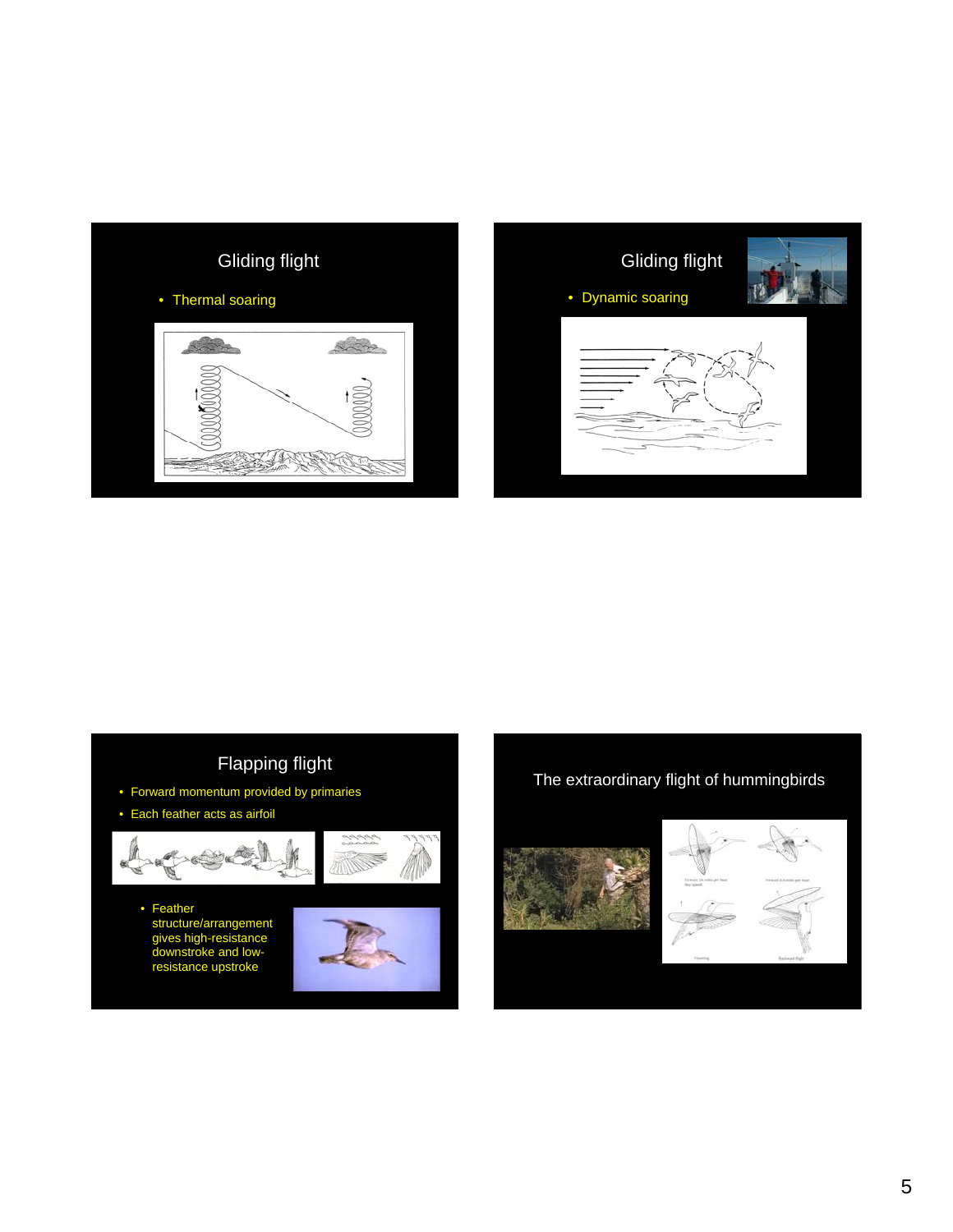## Gliding flight

- Thermal soaring

## Gliding flight

- Dynamic soaring

## Flapping flight

- Forward momentum provided by primaries
- Each feather acts as airfoil
  - Feather structure/arrangement gives high-resistance downstroke and low-resistance upstroke

## The extraordinary flight of hummingbirds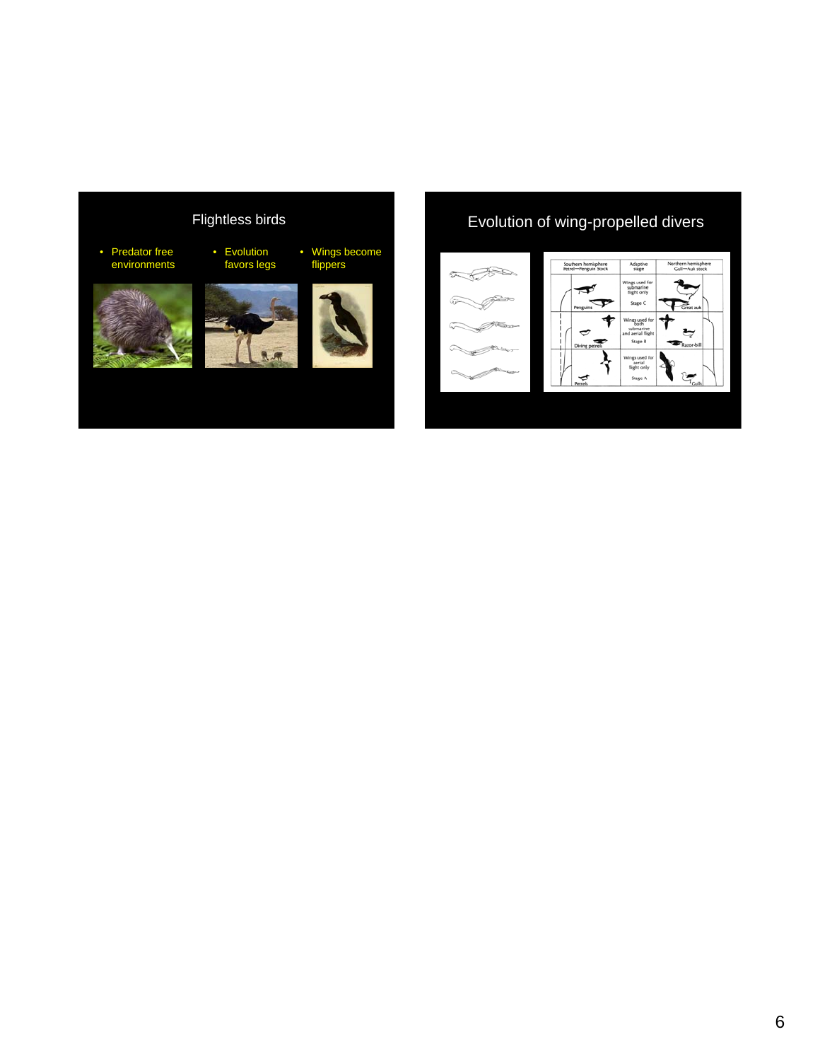## Flightless birds

- Predator free environments
- Evolution favors legs
- Wings become flippers

## Evolution of wing-propelled divers

Southern hemisphere Petrel—Penguin Stock

Adaptive stage

Northern hemisphere Gull—Auk stock

Wings used for submarine flight only

Stage C

Penguins

Great auk

Wings used for both submarine and aerial flight

Stage B

Diving petrels

Razor-bill

Wings used for aerial flight only

Stage A

Petrels

Gulls